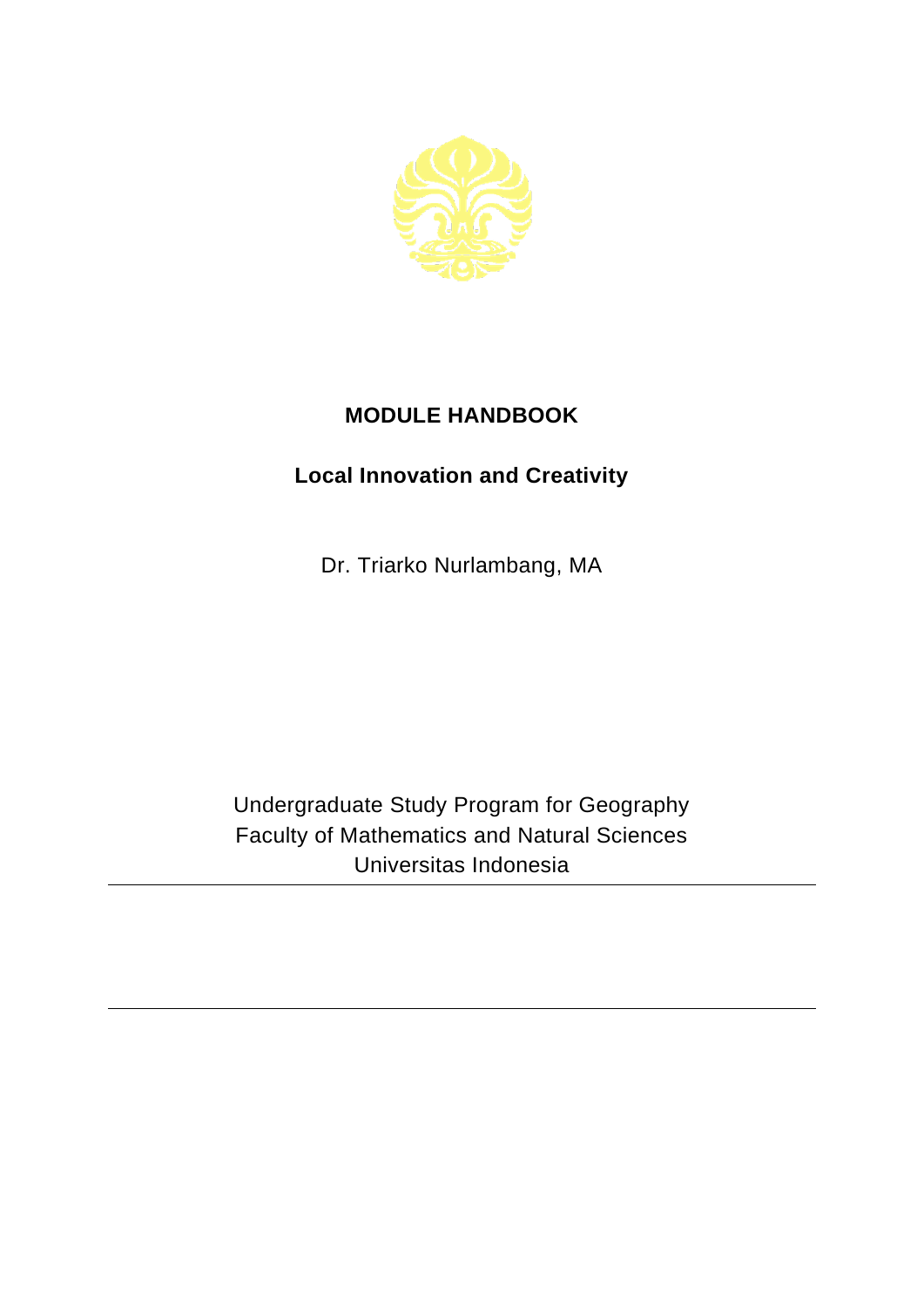# MODULE HANDBOOK

## Local Innovation and Creativity

Dr. Triarko Nurlambang, MA

Undergraduate Study Program for Geography
Faculty of Mathematics and Natural Sciences
Universitas Indonesia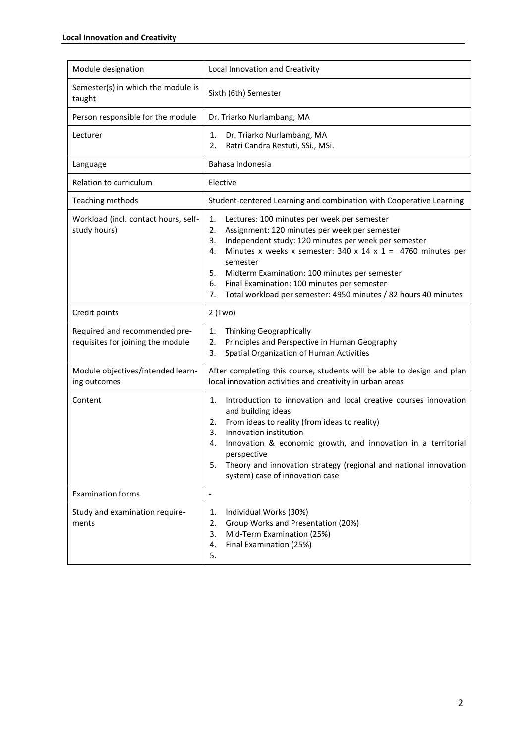| Module designation | Local Innovation and Creativity |
|---|---|
| Semester(s) in which the module is taught | Sixth (6th) Semester |
| Person responsible for the module | Dr. Triarko Nurlambang, MA |
| Lecturer | 1. Dr. Triarko Nurlambang, MA<br>2. Ratri Candra Restuti, SSi., MSi. |
| Language | Bahasa Indonesia |
| Relation to curriculum | Elective |
| Teaching methods | Student-centered Learning and combination with Cooperative Learning |
| Workload (incl. contact hours, self-study hours) | 1. Lectures: 100 minutes per week per semester<br>2. Assignment: 120 minutes per week per semester<br>3. Independent study: 120 minutes per week per semester<br>4. Minutes x weeks x semester: 340 x 14 x 1 = 4760 minutes per semester<br>5. Midterm Examination: 100 minutes per semester<br>6. Final Examination: 100 minutes per semester<br>7. Total workload per semester: 4950 minutes / 82 hours 40 minutes |
| Credit points | 2 (Two) |
| Required and recommended pre-requisites for joining the module | 1. Thinking Geographically<br>2. Principles and Perspective in Human Geography<br>3. Spatial Organization of Human Activities |
| Module objectives/intended learning outcomes | After completing this course, students will be able to design and plan local innovation activities and creativity in urban areas |
| Content | 1. Introduction to innovation and local creative courses innovation and building ideas<br>2. From ideas to reality (from ideas to reality)<br>3. Innovation institution<br>4. Innovation & economic growth, and innovation in a territorial perspective<br>5. Theory and innovation strategy (regional and national innovation system) case of innovation case |
| Examination forms | - |
| Study and examination requirements | 1. Individual Works (30%)<br>2. Group Works and Presentation (20%)<br>3. Mid-Term Examination (25%)<br>4. Final Examination (25%)<br>5. |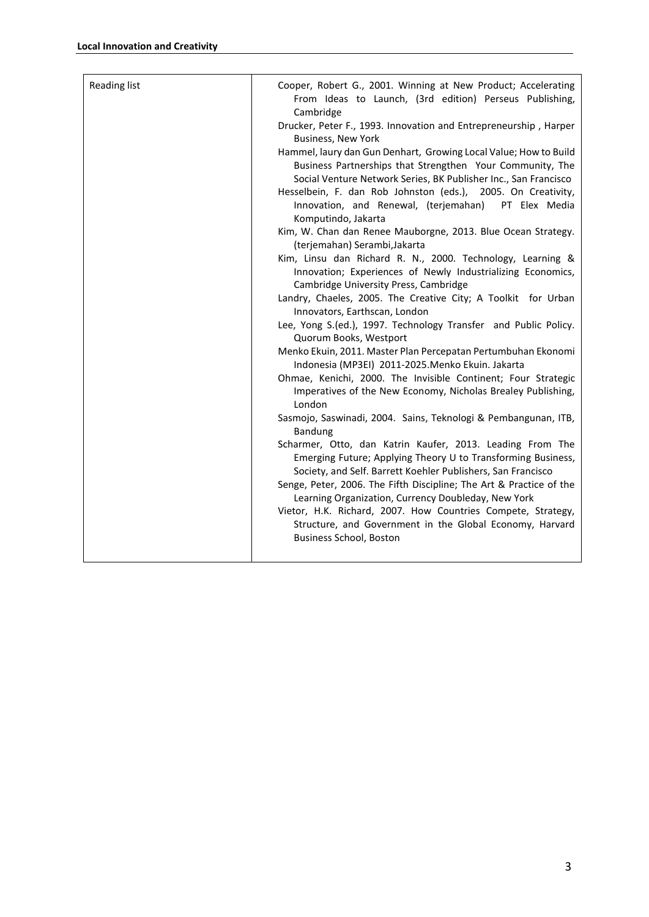| | |
|---|---|
| Reading list | Cooper, Robert G., 2001. Winning at New Product; Accelerating From Ideas to Launch, (3rd edition) Perseus Publishing, Cambridge<br>Drucker, Peter F., 1993. Innovation and Entrepreneurship , Harper Business, New York<br>Hammel, laury dan Gun Denhart, Growing Local Value; How to Build Business Partnerships that Strengthen Your Community, The Social Venture Network Series, BK Publisher Inc., San Francisco<br>Hesselbein, F. dan Rob Johnston (eds.), 2005. On Creativity, Innovation, and Renewal, (terjemahan) PT Elex Media Komputindo, Jakarta<br>Kim, W. Chan dan Renee Mauborgne, 2013. Blue Ocean Strategy. (terjemahan) Serambi,Jakarta<br>Kim, Linsu dan Richard R. N., 2000. Technology, Learning & Innovation; Experiences of Newly Industrializing Economics, Cambridge University Press, Cambridge<br>Landry, Chaeles, 2005. The Creative City; A Toolkit for Urban Innovators, Earthscan, London<br>Lee, Yong S.(ed.), 1997. Technology Transfer and Public Policy. Quorum Books, Westport<br>Menko Ekuin, 2011. Master Plan Percepatan Pertumbuhan Ekonomi Indonesia (MP3EI) 2011-2025.Menko Ekuin. Jakarta<br>Ohmae, Kenichi, 2000. The Invisible Continent; Four Strategic Imperatives of the New Economy, Nicholas Brealey Publishing, London<br>Sasmojo, Saswinadi, 2004. Sains, Teknologi & Pembangunan, ITB, Bandung<br>Scharmer, Otto, dan Katrin Kaufer, 2013. Leading From The Emerging Future; Applying Theory U to Transforming Business, Society, and Self. Barrett Koehler Publishers, San Francisco<br>Senge, Peter, 2006. The Fifth Discipline; The Art & Practice of the Learning Organization, Currency Doubleday, New York<br>Vietor, H.K. Richard, 2007. How Countries Compete, Strategy, Structure, and Government in the Global Economy, Harvard Business School, Boston |